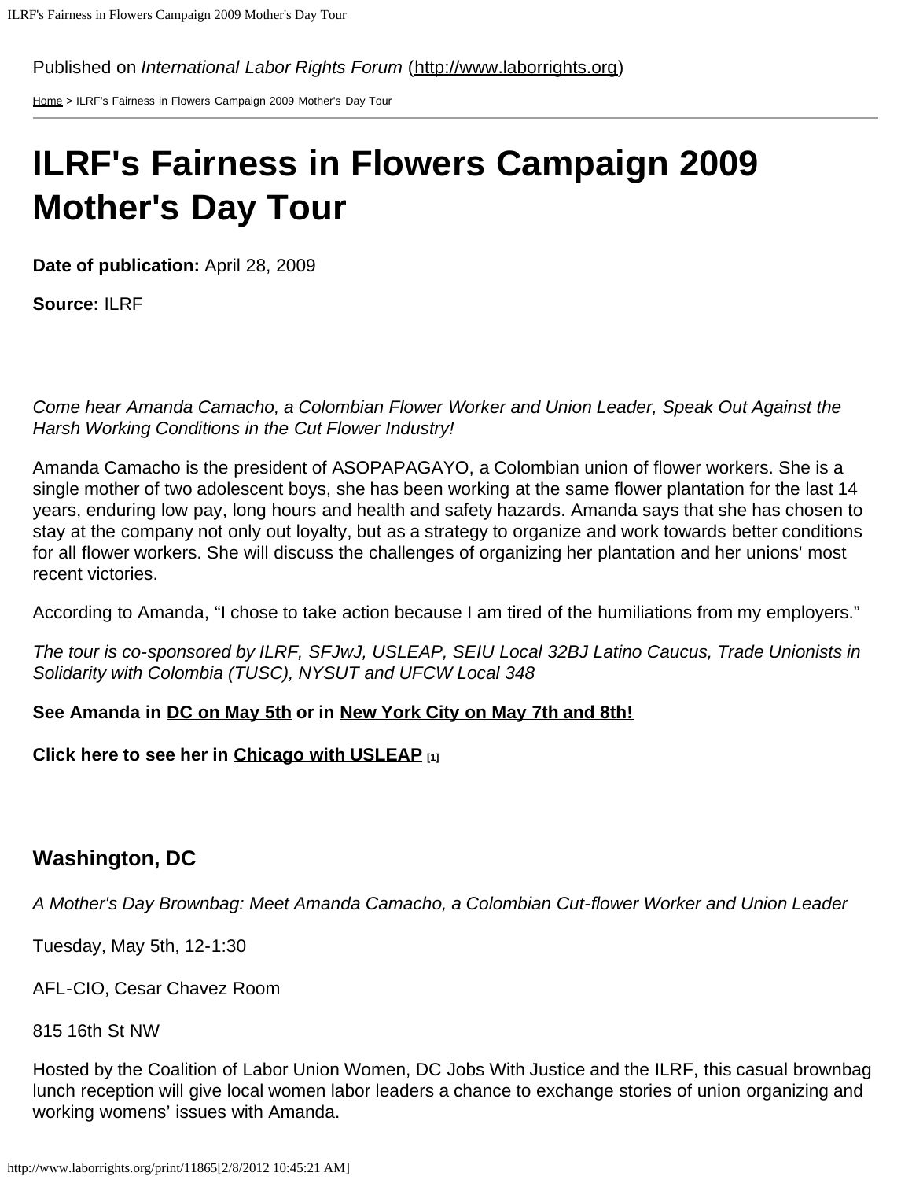Published on *International Labor Rights Forum* (http://www.laborrights.org)

Home > ILRF's Fairness in Flowers Campaign 2009 Mother's Day Tour

# ILRF's Fairness in Flowers Campaign 2009 Mother's Day Tour

**Date of publication:** April 28, 2009

**Source:** ILRF

*Come hear Amanda Camacho, a Colombian Flower Worker and Union Leader, Speak Out Against the Harsh Working Conditions in the Cut Flower Industry!*

Amanda Camacho is the president of ASOPAPAGAYO, a Colombian union of flower workers. She is a single mother of two adolescent boys, she has been working at the same flower plantation for the last 14 years, enduring low pay, long hours and health and safety hazards. Amanda says that she has chosen to stay at the company not only out loyalty, but as a strategy to organize and work towards better conditions for all flower workers. She will discuss the challenges of organizing her plantation and her unions' most recent victories.

According to Amanda, "I chose to take action because I am tired of the humiliations from my employers."

*The tour is co-sponsored by ILRF, SFJwJ, USLEAP, SEIU Local 32BJ Latino Caucus, Trade Unionists in Solidarity with Colombia (TUSC), NYSUT and UFCW Local 348*

**See Amanda in DC on May 5th or in New York City on May 7th and 8th!**

**Click here to see her in Chicago with USLEAP [1]**

## Washington, DC

*A Mother's Day Brownbag: Meet Amanda Camacho, a Colombian Cut-flower Worker and Union Leader*

Tuesday, May 5th, 12-1:30

AFL-CIO, Cesar Chavez Room

815 16th St NW

Hosted by the Coalition of Labor Union Women, DC Jobs With Justice and the ILRF, this casual brownbag lunch reception will give local women labor leaders a chance to exchange stories of union organizing and working womens' issues with Amanda.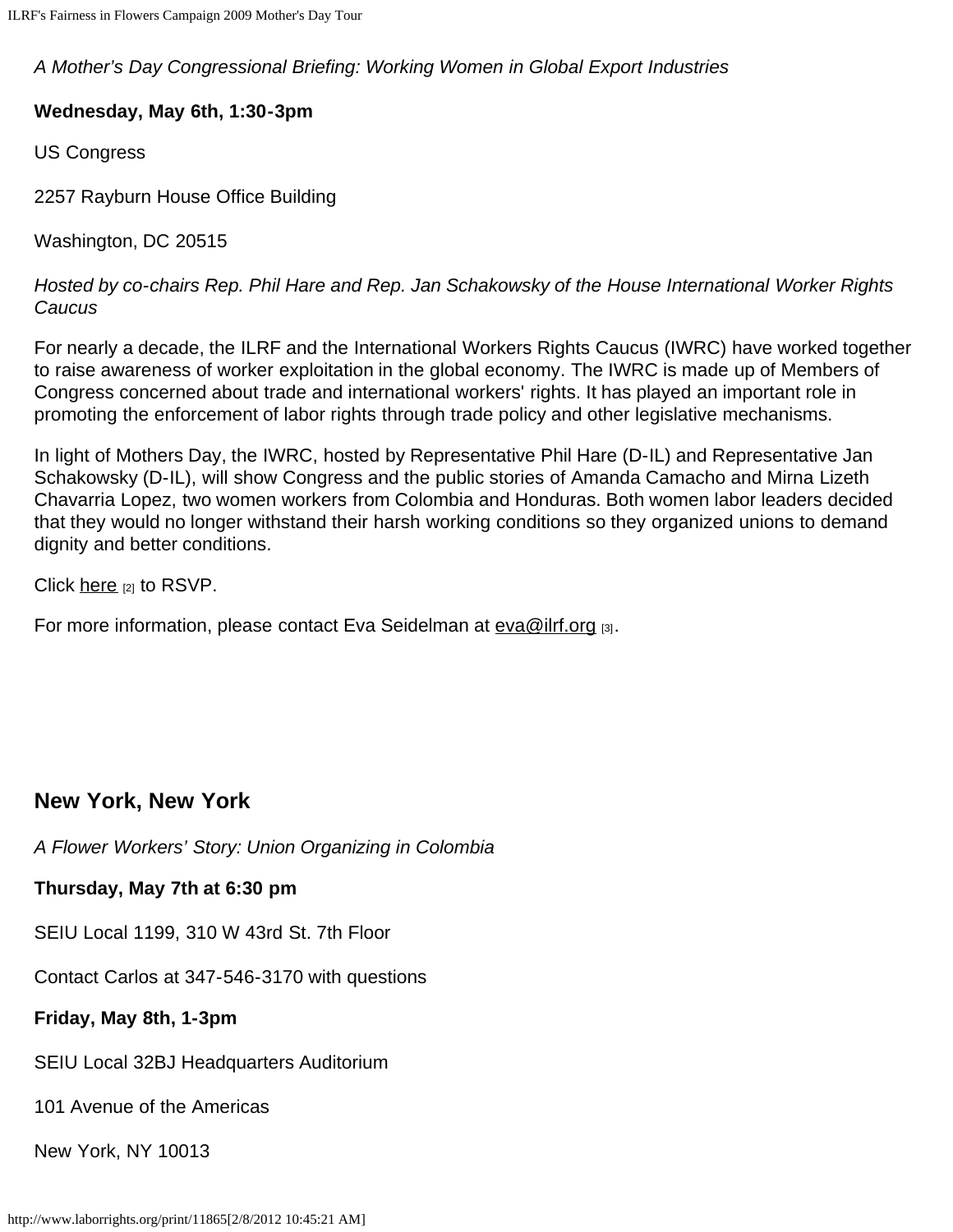*A Mother's Day Congressional Briefing: Working Women in Global Export Industries*

**Wednesday, May 6th, 1:30-3pm**

US Congress

2257 Rayburn House Office Building

Washington, DC 20515

*Hosted by co-chairs Rep. Phil Hare and Rep. Jan Schakowsky of the House International Worker Rights Caucus*

For nearly a decade, the ILRF and the International Workers Rights Caucus (IWRC) have worked together to raise awareness of worker exploitation in the global economy. The IWRC is made up of Members of Congress concerned about trade and international workers' rights. It has played an important role in promoting the enforcement of labor rights through trade policy and other legislative mechanisms.

In light of Mothers Day, the IWRC, hosted by Representative Phil Hare (D-IL) and Representative Jan Schakowsky (D-IL), will show Congress and the public stories of Amanda Camacho and Mirna Lizeth Chavarria Lopez, two women workers from Colombia and Honduras. Both women labor leaders decided that they would no longer withstand their harsh working conditions so they organized unions to demand dignity and better conditions.

Click here [2] to RSVP.

For more information, please contact Eva Seidelman at eva@ilrf.org [3].

## New York, New York

*A Flower Workers' Story: Union Organizing in Colombia*

**Thursday, May 7th at 6:30 pm**

SEIU Local 1199, 310 W 43rd St. 7th Floor

Contact Carlos at 347-546-3170 with questions

**Friday, May 8th, 1-3pm**

SEIU Local 32BJ Headquarters Auditorium

101 Avenue of the Americas

New York, NY 10013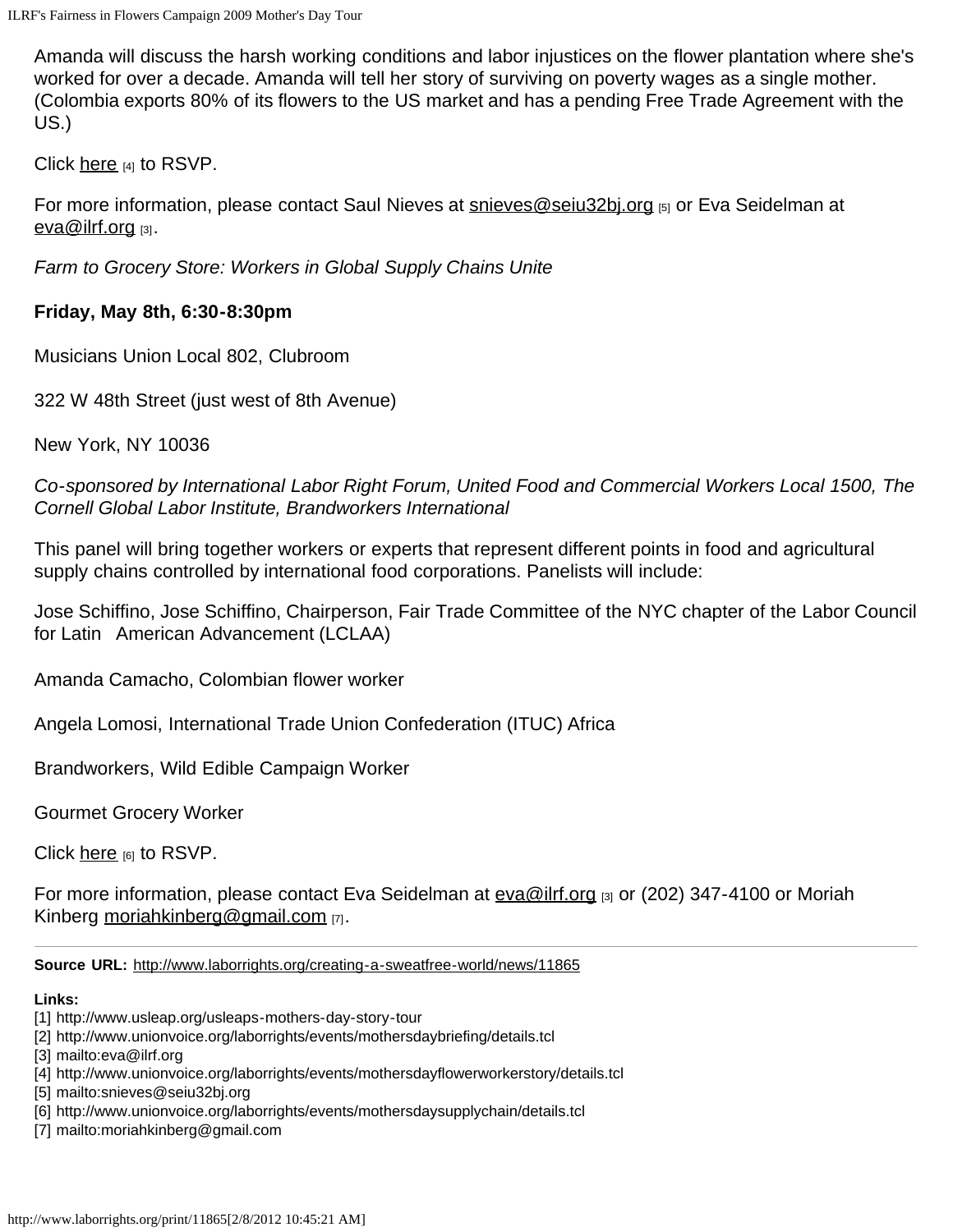Amanda will discuss the harsh working conditions and labor injustices on the flower plantation where she's worked for over a decade. Amanda will tell her story of surviving on poverty wages as a single mother. (Colombia exports 80% of its flowers to the US market and has a pending Free Trade Agreement with the US.)

Click here [4] to RSVP.

For more information, please contact Saul Nieves at snieves@seiu32bj.org [5] or Eva Seidelman at eva@ilrf.org [3].

*Farm to Grocery Store: Workers in Global Supply Chains Unite*

**Friday, May 8th, 6:30-8:30pm**

Musicians Union Local 802, Clubroom

322 W 48th Street (just west of 8th Avenue)

New York, NY 10036

*Co-sponsored by International Labor Right Forum, United Food and Commercial Workers Local 1500, The Cornell Global Labor Institute, Brandworkers International*

This panel will bring together workers or experts that represent different points in food and agricultural supply chains controlled by international food corporations. Panelists will include:

Jose Schiffino, Jose Schiffino, Chairperson, Fair Trade Committee of the NYC chapter of the Labor Council for Latin American Advancement (LCLAA)

Amanda Camacho, Colombian flower worker

Angela Lomosi, International Trade Union Confederation (ITUC) Africa

Brandworkers, Wild Edible Campaign Worker

Gourmet Grocery Worker

Click here [6] to RSVP.

For more information, please contact Eva Seidelman at eva@ilrf.org [3] or (202) 347-4100 or Moriah Kinberg moriahkinberg@gmail.com [7].

---

**Source URL:** http://www.laborrights.org/creating-a-sweatfree-world/news/11865

**Links:**
[1] http://www.usleap.org/usleaps-mothers-day-story-tour
[2] http://www.unionvoice.org/laborrights/events/mothersdaybriefing/details.tcl
[3] mailto:eva@ilrf.org
[4] http://www.unionvoice.org/laborrights/events/mothersdayflowerworkerstory/details.tcl
[5] mailto:snieves@seiu32bj.org
[6] http://www.unionvoice.org/laborrights/events/mothersdaysupplychain/details.tcl
[7] mailto:moriahkinberg@gmail.com